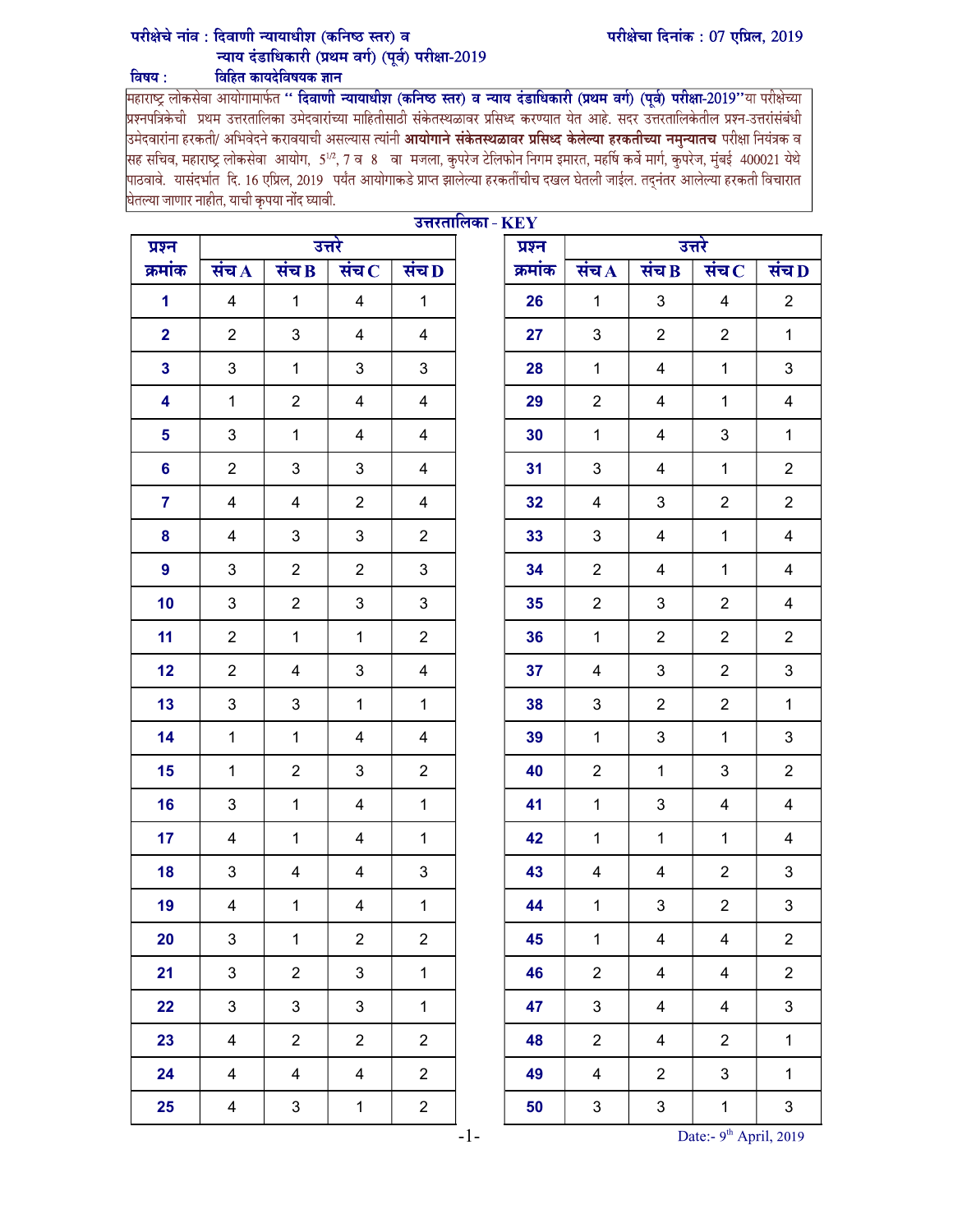परीक्षेचे नांव : दिवाणी न्यायाधीश (कनिष्ठ स्तर) व न्याय दंडाधिकारी (प्रथम वर्ग) (पूर्व) परीक्षा-2019

परीक्षेचा दिनांक : 07 एप्रिल, 2019

विषय : विहित कायदेविषयक ज्ञान

महाराष्ट्र लोकसेवा आयोगामार्फत **" दिवाणी न्यायाधीश (कनिष्ठ स्तर) व न्याय दंडाधिकारी (प्रथम वर्ग) (पूर्व) परीक्षा-2019"**या परीक्षेच्या प्रश्नपत्रिकेची प्रथम उत्तरतालिका उमेदवारांच्या माहितीसाठी संकेतस्थळावर प्रसिध्द करण्यात येत आहे. सदर उत्तरतालिकेतील प्रश्न-उत्तरांसंबंधी उमेदवारांना हरकती/ अभिवेदने करावयाची असल्यास त्यांनी **आयोगाने संकेतस्थळावर प्रसिध्द केलेल्या हरकतीच्या नमुन्यातच** परीक्षा नियंत्रक व सह सचिव, महाराष्ट्र लोकसेवा आयोग, 5½, 7 व 8 वा मजला, कुपरेज टेलिफोन निगम इमारत, महर्षि कर्वे मार्ग, कुपरेज, मुंबई 400021 येथे पाठवावे. यासंदर्भात दि. 16 एप्रिल, 2019 पर्यंत आयोगाकडे प्राप्त झालेल्या हरकतींचीच दखल घेतली जाईल. तद्नंतर आलेल्या हरकती विचारात घेतल्या जाणार नाहीत, याची कृपया नोंद घ्यावी.

## उत्तरतालिका - KEY

| प्रश्न क्रमांक | उत्तरे संच A | संच B | संच C | संच D |
|---|---|---|---|---|
| 1 | 4 | 1 | 4 | 1 |
| 2 | 2 | 3 | 4 | 4 |
| 3 | 3 | 1 | 3 | 3 |
| 4 | 1 | 2 | 4 | 4 |
| 5 | 3 | 1 | 4 | 4 |
| 6 | 2 | 3 | 3 | 4 |
| 7 | 4 | 4 | 2 | 4 |
| 8 | 4 | 3 | 3 | 2 |
| 9 | 3 | 2 | 2 | 3 |
| 10 | 3 | 2 | 3 | 3 |
| 11 | 2 | 1 | 1 | 2 |
| 12 | 2 | 4 | 3 | 4 |
| 13 | 3 | 3 | 1 | 1 |
| 14 | 1 | 1 | 4 | 4 |
| 15 | 1 | 2 | 3 | 2 |
| 16 | 3 | 1 | 4 | 1 |
| 17 | 4 | 1 | 4 | 1 |
| 18 | 3 | 4 | 4 | 3 |
| 19 | 4 | 1 | 4 | 1 |
| 20 | 3 | 1 | 2 | 2 |
| 21 | 3 | 2 | 3 | 1 |
| 22 | 3 | 3 | 3 | 1 |
| 23 | 4 | 2 | 2 | 2 |
| 24 | 4 | 4 | 4 | 2 |
| 25 | 4 | 3 | 1 | 2 |
| 26 | 1 | 3 | 4 | 2 |
| 27 | 3 | 2 | 2 | 1 |
| 28 | 1 | 4 | 1 | 3 |
| 29 | 2 | 4 | 1 | 4 |
| 30 | 1 | 4 | 3 | 1 |
| 31 | 3 | 4 | 1 | 2 |
| 32 | 4 | 3 | 2 | 2 |
| 33 | 3 | 4 | 1 | 4 |
| 34 | 2 | 4 | 1 | 4 |
| 35 | 2 | 3 | 2 | 4 |
| 36 | 1 | 2 | 2 | 2 |
| 37 | 4 | 3 | 2 | 3 |
| 38 | 3 | 2 | 2 | 1 |
| 39 | 1 | 3 | 1 | 3 |
| 40 | 2 | 1 | 3 | 2 |
| 41 | 1 | 3 | 4 | 4 |
| 42 | 1 | 1 | 1 | 4 |
| 43 | 4 | 4 | 2 | 3 |
| 44 | 1 | 3 | 2 | 3 |
| 45 | 1 | 4 | 4 | 2 |
| 46 | 2 | 4 | 4 | 2 |
| 47 | 3 | 4 | 4 | 3 |
| 48 | 2 | 4 | 2 | 1 |
| 49 | 4 | 2 | 3 | 1 |
| 50 | 3 | 3 | 1 | 3 |

Date:- 9th April, 2019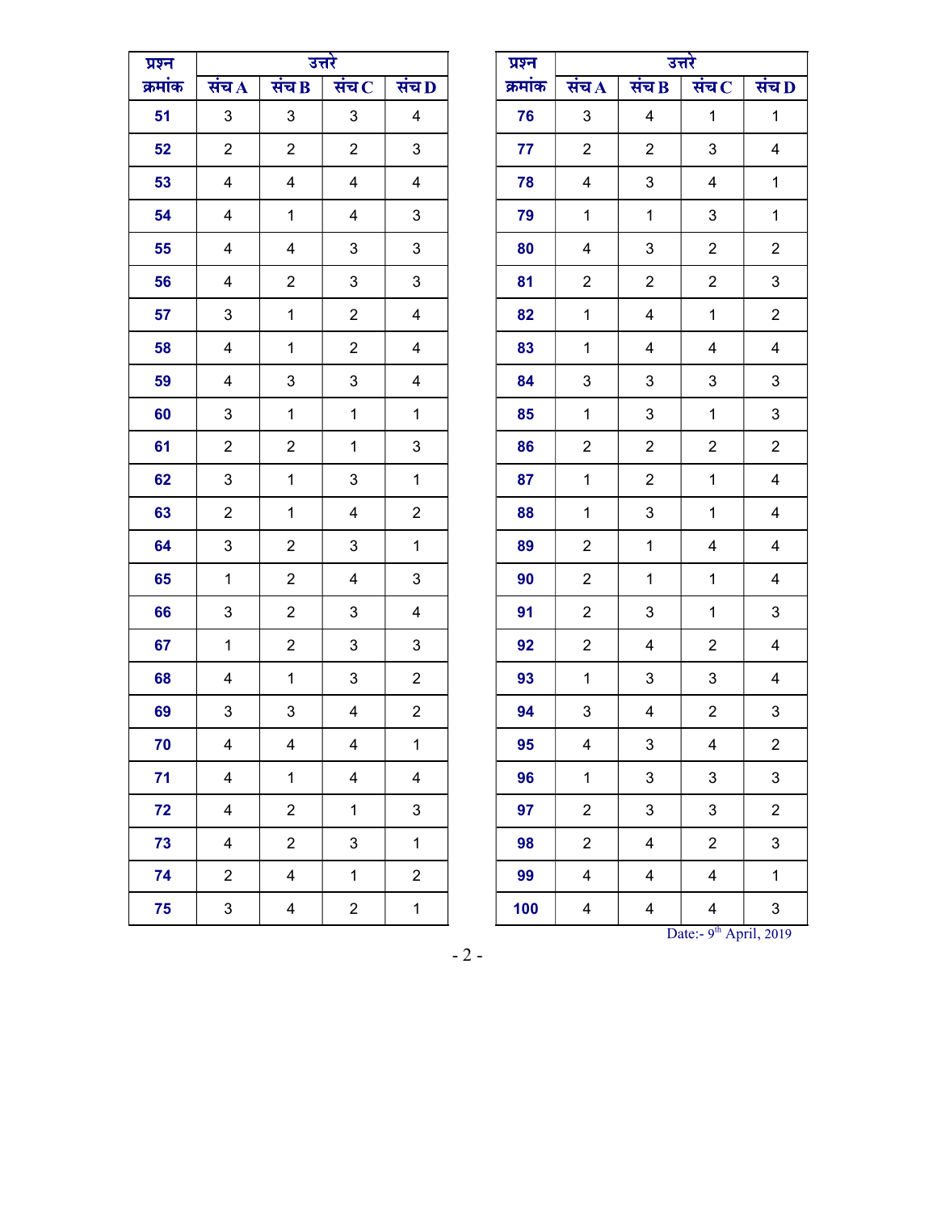| प्रश्न क्रमांक | उत्तरे | | | |
|---|---|---|---|---|
| | संच A | संच B | संच C | संच D |
| 51 | 3 | 3 | 3 | 4 |
| 52 | 2 | 2 | 2 | 3 |
| 53 | 4 | 4 | 4 | 4 |
| 54 | 4 | 1 | 4 | 3 |
| 55 | 4 | 4 | 3 | 3 |
| 56 | 4 | 2 | 3 | 3 |
| 57 | 3 | 1 | 2 | 4 |
| 58 | 4 | 1 | 2 | 4 |
| 59 | 4 | 3 | 3 | 4 |
| 60 | 3 | 1 | 1 | 1 |
| 61 | 2 | 2 | 1 | 3 |
| 62 | 3 | 1 | 3 | 1 |
| 63 | 2 | 1 | 4 | 2 |
| 64 | 3 | 2 | 3 | 1 |
| 65 | 1 | 2 | 4 | 3 |
| 66 | 3 | 2 | 3 | 4 |
| 67 | 1 | 2 | 3 | 3 |
| 68 | 4 | 1 | 3 | 2 |
| 69 | 3 | 3 | 4 | 2 |
| 70 | 4 | 4 | 4 | 1 |
| 71 | 4 | 1 | 4 | 4 |
| 72 | 4 | 2 | 1 | 3 |
| 73 | 4 | 2 | 3 | 1 |
| 74 | 2 | 4 | 1 | 2 |
| 75 | 3 | 4 | 2 | 1 |

| प्रश्न क्रमांक | उत्तरे | | | |
|---|---|---|---|---|
| | संच A | संच B | संच C | संच D |
| 76 | 3 | 4 | 1 | 1 |
| 77 | 2 | 2 | 3 | 4 |
| 78 | 4 | 3 | 4 | 1 |
| 79 | 1 | 1 | 3 | 1 |
| 80 | 4 | 3 | 2 | 2 |
| 81 | 2 | 2 | 2 | 3 |
| 82 | 1 | 4 | 1 | 2 |
| 83 | 1 | 4 | 4 | 4 |
| 84 | 3 | 3 | 3 | 3 |
| 85 | 1 | 3 | 1 | 3 |
| 86 | 2 | 2 | 2 | 2 |
| 87 | 1 | 2 | 1 | 4 |
| 88 | 1 | 3 | 1 | 4 |
| 89 | 2 | 1 | 4 | 4 |
| 90 | 2 | 1 | 1 | 4 |
| 91 | 2 | 3 | 1 | 3 |
| 92 | 2 | 4 | 2 | 4 |
| 93 | 1 | 3 | 3 | 4 |
| 94 | 3 | 4 | 2 | 3 |
| 95 | 4 | 3 | 4 | 2 |
| 96 | 1 | 3 | 3 | 3 |
| 97 | 2 | 3 | 3 | 2 |
| 98 | 2 | 4 | 2 | 3 |
| 99 | 4 | 4 | 4 | 1 |
| 100 | 4 | 4 | 4 | 3 |

Date:- 9th April, 2019